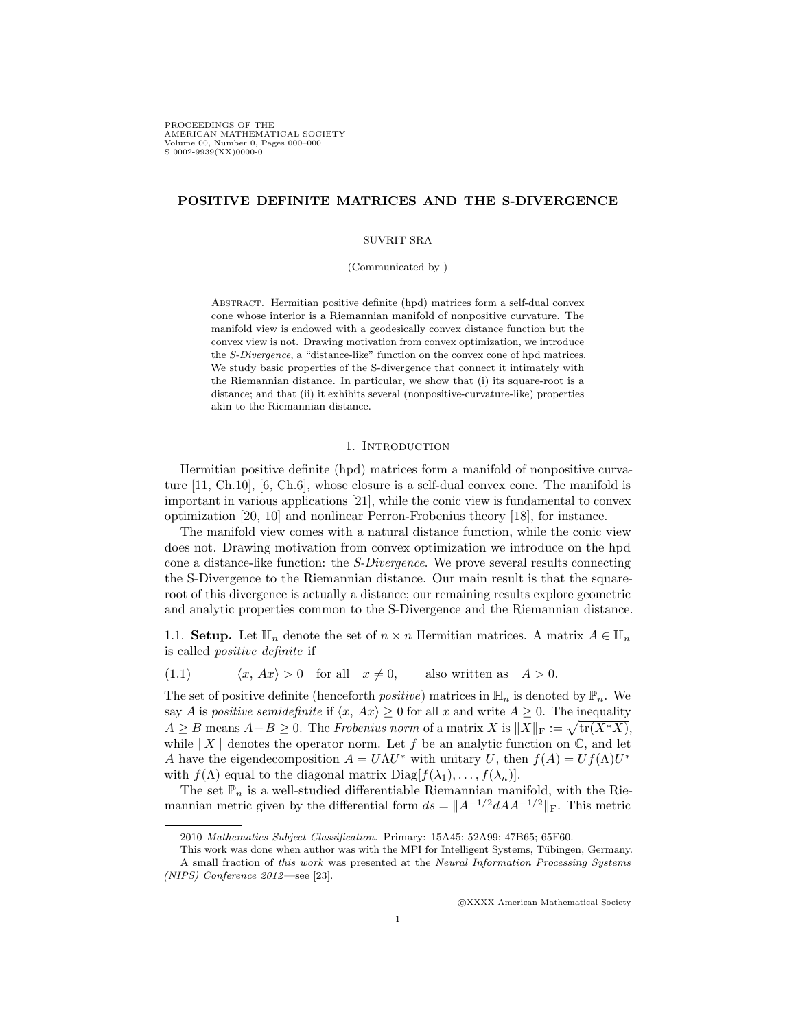# POSITIVE DEFINITE MATRICES AND THE S-DIVERGENCE

SUVRIT SRA

(Communicated by )

Abstract. Hermitian positive definite (hpd) matrices form a self-dual convex cone whose interior is a Riemannian manifold of nonpositive curvature. The manifold view is endowed with a geodesically convex distance function but the convex view is not. Drawing motivation from convex optimization, we introduce the *S-Divergence*, a "distance-like" function on the convex cone of hpd matrices. We study basic properties of the S-divergence that connect it intimately with the Riemannian distance. In particular, we show that (i) its square-root is a distance; and that (ii) it exhibits several (nonpositive-curvature-like) properties akin to the Riemannian distance.

## 1. Introduction

Hermitian positive definite (hpd) matrices form a manifold of nonpositive curvature [11, Ch.10], [6, Ch.6], whose closure is a self-dual convex cone. The manifold is important in various applications [21], while the conic view is fundamental to convex optimization [20, 10] and nonlinear Perron-Frobenius theory [18], for instance.

The manifold view comes with a natural distance function, while the conic view does not. Drawing motivation from convex optimization we introduce on the hpd cone a distance-like function: the *S-Divergence*. We prove several results connecting the S-Divergence to the Riemannian distance. Our main result is that the square-root of this divergence is actually a distance; our remaining results explore geometric and analytic properties common to the S-Divergence and the Riemannian distance.

1.1. **Setup.** Let $\mathbb{H}_n$ denote the set of $n \times n$ Hermitian matrices. A matrix $A \in \mathbb{H}_n$ is called *positive definite* if

$$\langle x,\, Ax\rangle > 0 \quad \text{for all} \quad x \neq 0, \qquad \text{also written as} \quad A > 0. \tag{1.1}$$

The set of positive definite (henceforth *positive*) matrices in $\mathbb{H}_n$ is denoted by $\mathbb{P}_n$. We say $A$ is *positive semidefinite* if $\langle x,\, Ax\rangle \geq 0$ for all $x$ and write $A \geq 0$. The inequality $A \geq B$ means $A - B \geq 0$. The *Frobenius norm* of a matrix $X$ is $\|X\|_{\mathrm{F}} := \sqrt{\mathrm{tr}(X^*X)}$, while $\|X\|$ denotes the operator norm. Let $f$ be an analytic function on $\mathbb{C}$, and let $A$ have the eigendecomposition $A = U\Lambda U^*$ with unitary $U$, then $f(A) = Uf(\Lambda)U^*$ with $f(\Lambda)$ equal to the diagonal matrix $\mathrm{Diag}[f(\lambda_1), \ldots, f(\lambda_n)]$.

The set $\mathbb{P}_n$ is a well-studied differentiable Riemannian manifold, with the Riemannian metric given by the differential form $ds = \|A^{-1/2}dAA^{-1/2}\|_{\mathrm{F}}$. This metric

---

2010 *Mathematics Subject Classification.* Primary: 15A45; 52A99; 47B65; 65F60.

This work was done when author was with the MPI for Intelligent Systems, Tübingen, Germany.

A small fraction of *this work* was presented at the *Neural Information Processing Systems (NIPS) Conference 2012*—see [23].

©XXXX American Mathematical Society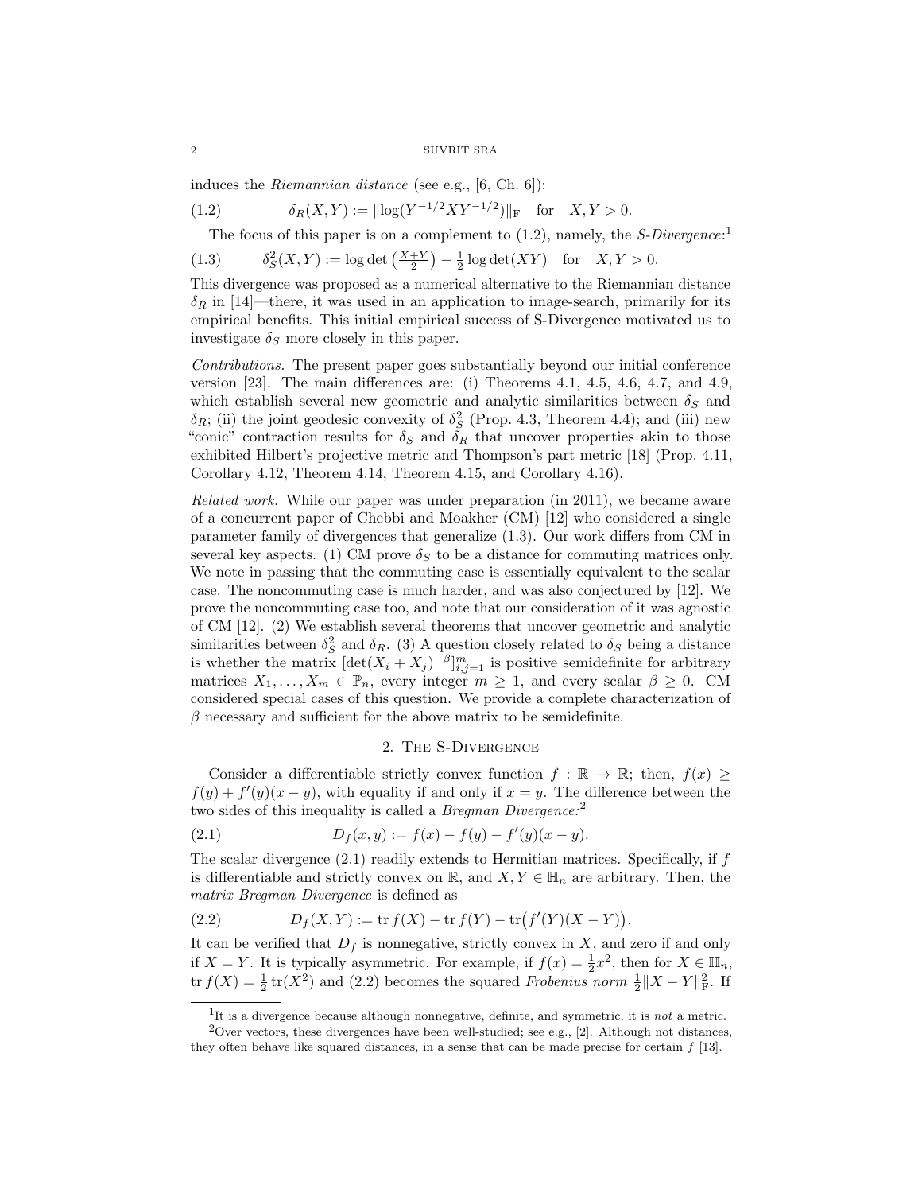induces the *Riemannian distance* (see e.g., [6, Ch. 6]):

$$\delta_R(X, Y) := \|\log(Y^{-1/2}XY^{-1/2})\|_{\mathrm{F}} \quad \text{for} \quad X, Y > 0. \tag{1.2}$$

The focus of this paper is on a complement to (1.2), namely, the *S-Divergence*:[1]

$$\delta_S^2(X, Y) := \log\det\left(\tfrac{X+Y}{2}\right) - \tfrac{1}{2}\log\det(XY) \quad \text{for} \quad X, Y > 0. \tag{1.3}$$

This divergence was proposed as a numerical alternative to the Riemannian distance $\delta_R$ in [14]—there, it was used in an application to image-search, primarily for its empirical benefits. This initial empirical success of S-Divergence motivated us to investigate $\delta_S$ more closely in this paper.

*Contributions.* The present paper goes substantially beyond our initial conference version [23]. The main differences are: (i) Theorems 4.1, 4.5, 4.6, 4.7, and 4.9, which establish several new geometric and analytic similarities between $\delta_S$ and $\delta_R$; (ii) the joint geodesic convexity of $\delta_S^2$ (Prop. 4.3, Theorem 4.4); and (iii) new "conic" contraction results for $\delta_S$ and $\delta_R$ that uncover properties akin to those exhibited Hilbert's projective metric and Thompson's part metric [18] (Prop. 4.11, Corollary 4.12, Theorem 4.14, Theorem 4.15, and Corollary 4.16).

*Related work.* While our paper was under preparation (in 2011), we became aware of a concurrent paper of Chebbi and Moakher (CM) [12] who considered a single parameter family of divergences that generalize (1.3). Our work differs from CM in several key aspects. (1) CM prove $\delta_S$ to be a distance for commuting matrices only. We note in passing that the commuting case is essentially equivalent to the scalar case. The noncommuting case is much harder, and was also conjectured by [12]. We prove the noncommuting case too, and note that our consideration of it was agnostic of CM [12]. (2) We establish several theorems that uncover geometric and analytic similarities between $\delta_S^2$ and $\delta_R$. (3) A question closely related to $\delta_S$ being a distance is whether the matrix $[\det(X_i + X_j)^{-\beta}]_{i,j=1}^m$ is positive semidefinite for arbitrary matrices $X_1, \ldots, X_m \in \mathbb{P}_n$, every integer $m \geq 1$, and every scalar $\beta \geq 0$. CM considered special cases of this question. We provide a complete characterization of $\beta$ necessary and sufficient for the above matrix to be semidefinite.

## 2. The S-Divergence

Consider a differentiable strictly convex function $f : \mathbb{R} \to \mathbb{R}$; then, $f(x) \geq f(y) + f'(y)(x - y)$, with equality if and only if $x = y$. The difference between the two sides of this inequality is called a *Bregman Divergence:*[2]

$$D_f(x, y) := f(x) - f(y) - f'(y)(x - y). \tag{2.1}$$

The scalar divergence (2.1) readily extends to Hermitian matrices. Specifically, if $f$ is differentiable and strictly convex on $\mathbb{R}$, and $X, Y \in \mathbb{H}_n$ are arbitrary. Then, the *matrix Bregman Divergence* is defined as

$$D_f(X, Y) := \operatorname{tr} f(X) - \operatorname{tr} f(Y) - \operatorname{tr}\big(f'(Y)(X - Y)\big). \tag{2.2}$$

It can be verified that $D_f$ is nonnegative, strictly convex in $X$, and zero if and only if $X = Y$. It is typically asymmetric. For example, if $f(x) = \frac{1}{2}x^2$, then for $X \in \mathbb{H}_n$, $\operatorname{tr} f(X) = \frac{1}{2}\operatorname{tr}(X^2)$ and (2.2) becomes the squared *Frobenius norm* $\frac{1}{2}\|X - Y\|_{\mathrm{F}}^2$. If

---

[1] It is a divergence because although nonnegative, definite, and symmetric, it is *not* a metric.

[2] Over vectors, these divergences have been well-studied; see e.g., [2]. Although not distances, they often behave like squared distances, in a sense that can be made precise for certain $f$ [13].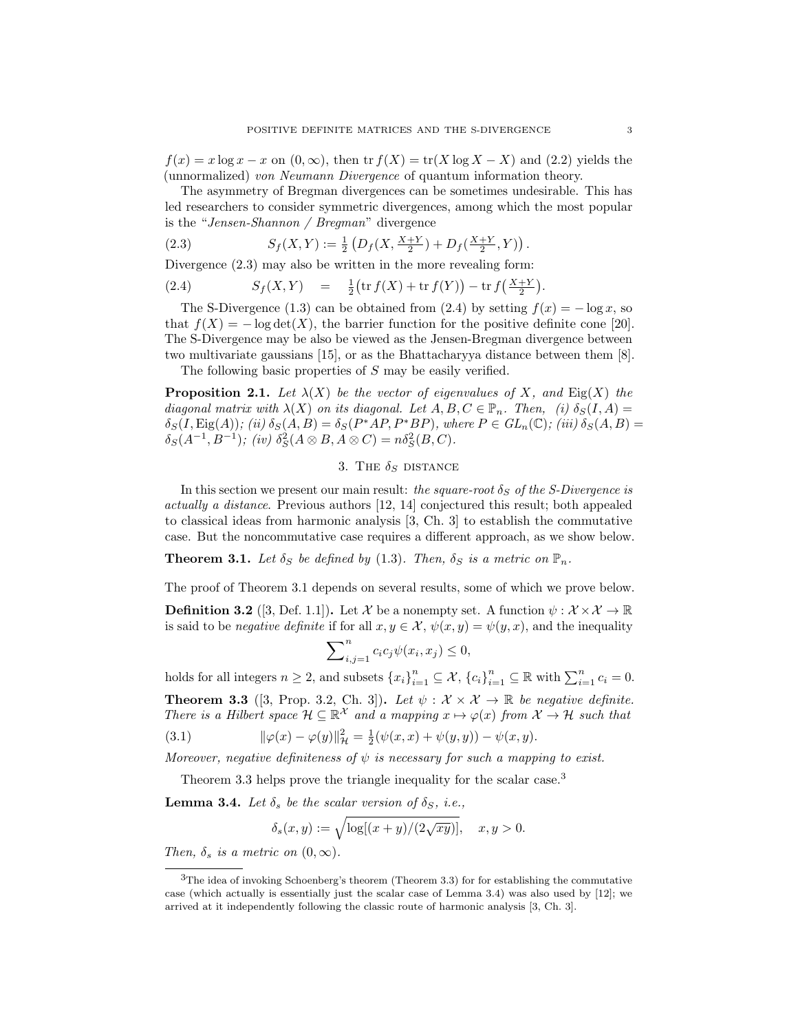$f(x) = x \log x - x$ on $(0, \infty)$, then $\operatorname{tr} f(X) = \operatorname{tr}(X \log X - X)$ and (2.2) yields the (unnormalized) *von Neumann Divergence* of quantum information theory.

The asymmetry of Bregman divergences can be sometimes undesirable. This has led researchers to consider symmetric divergences, among which the most popular is the "*Jensen-Shannon / Bregman*" divergence

$$S_f(X, Y) := \tfrac{1}{2}\left(D_f(X, \tfrac{X+Y}{2}) + D_f(\tfrac{X+Y}{2}, Y)\right). \tag{2.3}$$

Divergence (2.3) may also be written in the more revealing form:

$$S_f(X, Y) \quad = \quad \tfrac{1}{2}\big(\operatorname{tr} f(X) + \operatorname{tr} f(Y)\big) - \operatorname{tr} f\big(\tfrac{X+Y}{2}\big). \tag{2.4}$$

The S-Divergence (1.3) can be obtained from (2.4) by setting $f(x) = -\log x$, so that $f(X) = -\log\det(X)$, the barrier function for the positive definite cone [20]. The S-Divergence may be also be viewed as the Jensen-Bregman divergence between two multivariate gaussians [15], or as the Bhattacharyya distance between them [8].

The following basic properties of $S$ may be easily verified.

**Proposition 2.1.** *Let $\lambda(X)$ be the vector of eigenvalues of $X$, and $\operatorname{Eig}(X)$ the diagonal matrix with $\lambda(X)$ on its diagonal. Let $A, B, C \in \mathbb{P}_n$. Then, (i) $\delta_S(I, A) = \delta_S(I, \operatorname{Eig}(A))$; (ii) $\delta_S(A, B) = \delta_S(P^*AP, P^*BP)$, where $P \in GL_n(\mathbb{C})$; (iii) $\delta_S(A, B) = \delta_S(A^{-1}, B^{-1})$; (iv) $\delta_S^2(A \otimes B, A \otimes C) = n\delta_S^2(B, C)$.*

## 3. The $\delta_S$ distance

In this section we present our main result: *the square-root $\delta_S$ of the S-Divergence is actually a distance.* Previous authors [12, 14] conjectured this result; both appealed to classical ideas from harmonic analysis [3, Ch. 3] to establish the commutative case. But the noncommutative case requires a different approach, as we show below.

**Theorem 3.1.** *Let $\delta_S$ be defined by (1.3). Then, $\delta_S$ is a metric on $\mathbb{P}_n$.*

The proof of Theorem 3.1 depends on several results, some of which we prove below.

**Definition 3.2** ([3, Def. 1.1]). Let $\mathcal{X}$ be a nonempty set. A function $\psi : \mathcal{X} \times \mathcal{X} \to \mathbb{R}$ is said to be *negative definite* if for all $x, y \in \mathcal{X}$, $\psi(x, y) = \psi(y, x)$, and the inequality

$$\sum\nolimits_{i,j=1}^{n} c_i c_j \psi(x_i, x_j) \leq 0,$$

holds for all integers $n \geq 2$, and subsets $\{x_i\}_{i=1}^n \subseteq \mathcal{X}$, $\{c_i\}_{i=1}^n \subseteq \mathbb{R}$ with $\sum_{i=1}^n c_i = 0$.

**Theorem 3.3** ([3, Prop. 3.2, Ch. 3]). *Let $\psi : \mathcal{X} \times \mathcal{X} \to \mathbb{R}$ be negative definite. There is a Hilbert space $\mathcal{H} \subseteq \mathbb{R}^{\mathcal{X}}$ and a mapping $x \mapsto \varphi(x)$ from $\mathcal{X} \to \mathcal{H}$ such that*

$$\|\varphi(x) - \varphi(y)\|_{\mathcal{H}}^2 = \tfrac{1}{2}(\psi(x, x) + \psi(y, y)) - \psi(x, y). \tag{3.1}$$

*Moreover, negative definiteness of $\psi$ is necessary for such a mapping to exist.*

Theorem 3.3 helps prove the triangle inequality for the scalar case.[3]

**Lemma 3.4.** *Let $\delta_s$ be the scalar version of $\delta_S$, i.e.,*

$$\delta_s(x, y) := \sqrt{\log[(x + y)/(2\sqrt{xy})]}, \quad x, y > 0.$$

*Then, $\delta_s$ is a metric on $(0, \infty)$.*

---

[3] The idea of invoking Schoenberg's theorem (Theorem 3.3) for for establishing the commutative case (which actually is essentially just the scalar case of Lemma 3.4) was also used by [12]; we arrived at it independently following the classic route of harmonic analysis [3, Ch. 3].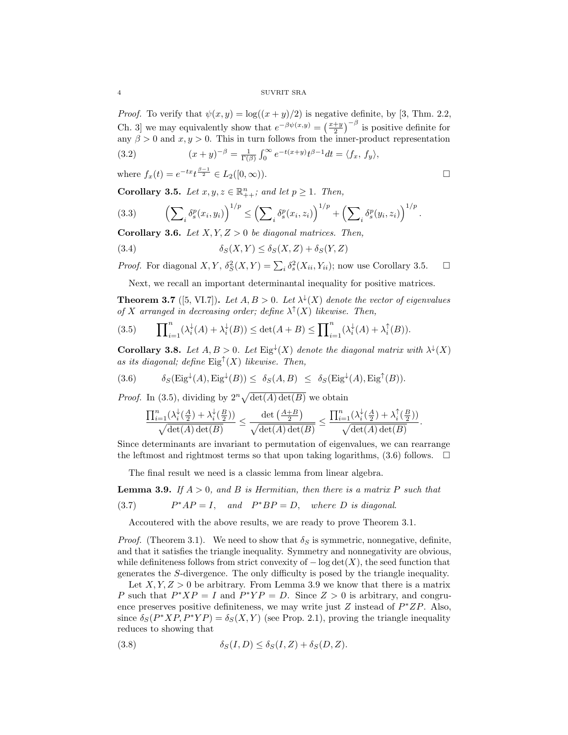*Proof.* To verify that $\psi(x,y) = \log((x+y)/2)$ is negative definite, by [3, Thm. 2.2, Ch. 3] we may equivalently show that $e^{-\beta\psi(x,y)} = \left(\frac{x+y}{2}\right)^{-\beta}$ is positive definite for any $\beta > 0$ and $x, y > 0$. This in turn follows from the inner-product representation

$$(x+y)^{-\beta} = \tfrac{1}{\Gamma(\beta)} \int_0^\infty e^{-t(x+y)} t^{\beta-1} dt = \langle f_x,\, f_y \rangle, \tag{3.2}$$

where $f_x(t) = e^{-tx} t^{\frac{\beta-1}{2}} \in L_2([0,\infty))$. □

**Corollary 3.5.** *Let $x, y, z \in \mathbb{R}^n_{++}$; and let $p \geq 1$. Then,*

$$\Big(\sum\nolimits_i \delta_s^p(x_i, y_i)\Big)^{1/p} \leq \Big(\sum\nolimits_i \delta_s^p(x_i, z_i)\Big)^{1/p} + \Big(\sum\nolimits_i \delta_s^p(y_i, z_i)\Big)^{1/p}. \tag{3.3}$$

**Corollary 3.6.** *Let $X, Y, Z > 0$ be diagonal matrices. Then,*

$$\delta_S(X, Y) \leq \delta_S(X, Z) + \delta_S(Y, Z) \tag{3.4}$$

*Proof.* For diagonal $X, Y$, $\delta_S^2(X, Y) = \sum_i \delta_s^2(X_{ii}, Y_{ii})$; now use Corollary 3.5. □

Next, we recall an important determinantal inequality for positive matrices.

**Theorem 3.7** ([5, VI.7])**.** *Let $A, B > 0$. Let $\lambda^\downarrow(X)$ denote the vector of eigenvalues of $X$ arranged in decreasing order; define $\lambda^\uparrow(X)$ likewise. Then,*

$$\prod\nolimits_{i=1}^n (\lambda_i^\downarrow(A) + \lambda_i^\downarrow(B)) \leq \det(A+B) \leq \prod\nolimits_{i=1}^n (\lambda_i^\downarrow(A) + \lambda_i^\uparrow(B)). \tag{3.5}$$

**Corollary 3.8.** *Let $A, B > 0$. Let $\mathrm{Eig}^\downarrow(X)$ denote the diagonal matrix with $\lambda^\downarrow(X)$ as its diagonal; define $\mathrm{Eig}^\uparrow(X)$ likewise. Then,*

$$\delta_S(\mathrm{Eig}^\downarrow(A), \mathrm{Eig}^\downarrow(B)) \leq \ \delta_S(A, B) \ \leq \ \delta_S(\mathrm{Eig}^\downarrow(A), \mathrm{Eig}^\uparrow(B)). \tag{3.6}$$

*Proof.* In (3.5), dividing by $2^n\sqrt{\det(A)\det(B)}$ we obtain

$$\frac{\prod_{i=1}^n (\lambda_i^\downarrow(\frac{A}{2}) + \lambda_i^\downarrow(\frac{B}{2}))}{\sqrt{\det(A)\det(B)}} \leq \frac{\det\left(\frac{A+B}{2}\right)}{\sqrt{\det(A)\det(B)}} \leq \frac{\prod_{i=1}^n (\lambda_i^\downarrow(\frac{A}{2}) + \lambda_i^\uparrow(\frac{B}{2}))}{\sqrt{\det(A)\det(B)}}.$$

Since determinants are invariant to permutation of eigenvalues, we can rearrange the leftmost and rightmost terms so that upon taking logarithms, (3.6) follows. □

The final result we need is a classic lemma from linear algebra.

**Lemma 3.9.** *If $A > 0$, and $B$ is Hermitian, then there is a matrix $P$ such that*

$$P^*AP = I, \quad \text{and} \quad P^*BP = D, \quad \text{where } D \text{ is diagonal.} \tag{3.7}$$

Accoutered with the above results, we are ready to prove Theorem 3.1.

*Proof.* (Theorem 3.1). We need to show that $\delta_S$ is symmetric, nonnegative, definite, and that it satisfies the triangle inequality. Symmetry and nonnegativity are obvious, while definiteness follows from strict convexity of $-\log\det(X)$, the seed function that generates the $S$-divergence. The only difficulty is posed by the triangle inequality.

Let $X, Y, Z > 0$ be arbitrary. From Lemma 3.9 we know that there is a matrix $P$ such that $P^*XP = I$ and $P^*YP = D$. Since $Z > 0$ is arbitrary, and congruence preserves positive definiteness, we may write just $Z$ instead of $P^*ZP$. Also, since $\delta_S(P^*XP, P^*YP) = \delta_S(X, Y)$ (see Prop. 2.1), proving the triangle inequality reduces to showing that

$$\delta_S(I, D) \leq \delta_S(I, Z) + \delta_S(D, Z). \tag{3.8}$$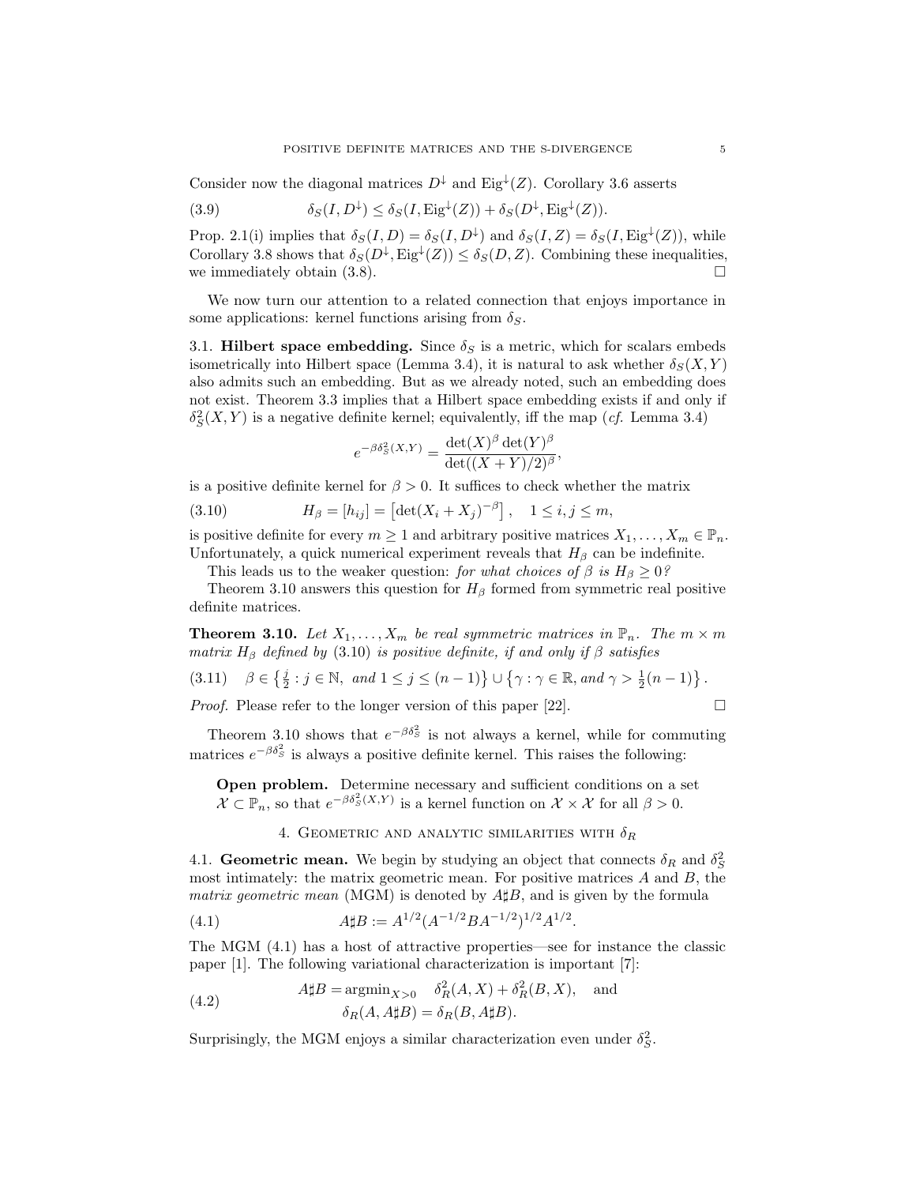Consider now the diagonal matrices $D^{\downarrow}$ and $\mathrm{Eig}^{\downarrow}(Z)$. Corollary 3.6 asserts

$$\delta_S(I, D^{\downarrow}) \leq \delta_S(I, \mathrm{Eig}^{\downarrow}(Z)) + \delta_S(D^{\downarrow}, \mathrm{Eig}^{\downarrow}(Z)). \tag{3.9}$$

Prop. 2.1(i) implies that $\delta_S(I, D) = \delta_S(I, D^{\downarrow})$ and $\delta_S(I, Z) = \delta_S(I, \mathrm{Eig}^{\downarrow}(Z))$, while Corollary 3.8 shows that $\delta_S(D^{\downarrow}, \mathrm{Eig}^{\downarrow}(Z)) \leq \delta_S(D, Z)$. Combining these inequalities, we immediately obtain (3.8). □

We now turn our attention to a related connection that enjoys importance in some applications: kernel functions arising from $\delta_S$.

### 3.1. Hilbert space embedding.

Since $\delta_S$ is a metric, which for scalars embeds isometrically into Hilbert space (Lemma 3.4), it is natural to ask whether $\delta_S(X, Y)$ also admits such an embedding. But as we already noted, such an embedding does not exist. Theorem 3.3 implies that a Hilbert space embedding exists if and only if $\delta_S^2(X, Y)$ is a negative definite kernel; equivalently, iff the map (*cf.* Lemma 3.4)

$$e^{-\beta \delta_S^2(X,Y)} = \frac{\det(X)^{\beta} \det(Y)^{\beta}}{\det((X+Y)/2)^{\beta}},$$

is a positive definite kernel for $\beta > 0$. It suffices to check whether the matrix

$$H_{\beta} = [h_{ij}] = \left[\det(X_i + X_j)^{-\beta}\right], \quad 1 \leq i, j \leq m, \tag{3.10}$$

is positive definite for every $m \geq 1$ and arbitrary positive matrices $X_1, \ldots, X_m \in \mathbb{P}_n$. Unfortunately, a quick numerical experiment reveals that $H_{\beta}$ can be indefinite.

This leads us to the weaker question: *for what choices of $\beta$ is $H_{\beta} \geq 0$?*

Theorem 3.10 answers this question for $H_{\beta}$ formed from symmetric real positive definite matrices.

**Theorem 3.10.** *Let $X_1, \ldots, X_m$ be real symmetric matrices in $\mathbb{P}_n$. The $m \times m$ matrix $H_{\beta}$ defined by* (3.10) *is positive definite, if and only if $\beta$ satisfies*

$$\beta \in \left\{ \tfrac{j}{2} : j \in \mathbb{N},\ \text{and}\ 1 \leq j \leq (n-1) \right\} \cup \left\{ \gamma : \gamma \in \mathbb{R}, \text{and}\ \gamma > \tfrac{1}{2}(n-1) \right\}. \tag{3.11}$$

*Proof.* Please refer to the longer version of this paper [22]. □

Theorem 3.10 shows that $e^{-\beta\delta_S^2}$ is not always a kernel, while for commuting matrices $e^{-\beta\delta_S^2}$ is always a positive definite kernel. This raises the following:

> **Open problem.** Determine necessary and sufficient conditions on a set $\mathcal{X} \subset \mathbb{P}_n$, so that $e^{-\beta\delta_S^2(X,Y)}$ is a kernel function on $\mathcal{X} \times \mathcal{X}$ for all $\beta > 0$.

## 4. Geometric and analytic similarities with $\delta_R$

### 4.1. Geometric mean.

We begin by studying an object that connects $\delta_R$ and $\delta_S^2$ most intimately: the matrix geometric mean. For positive matrices $A$ and $B$, the *matrix geometric mean* (MGM) is denoted by $A \sharp B$, and is given by the formula

$$A \sharp B := A^{1/2}(A^{-1/2} B A^{-1/2})^{1/2} A^{1/2}. \tag{4.1}$$

The MGM (4.1) has a host of attractive properties—see for instance the classic paper [1]. The following variational characterization is important [7]:

$$\begin{aligned} A \sharp B &= \operatorname{argmin}_{X > 0} \quad \delta_R^2(A, X) + \delta_R^2(B, X), \quad \text{and} \\ \delta_R(A, A \sharp B) &= \delta_R(B, A \sharp B). \end{aligned} \tag{4.2}$$

Surprisingly, the MGM enjoys a similar characterization even under $\delta_S^2$.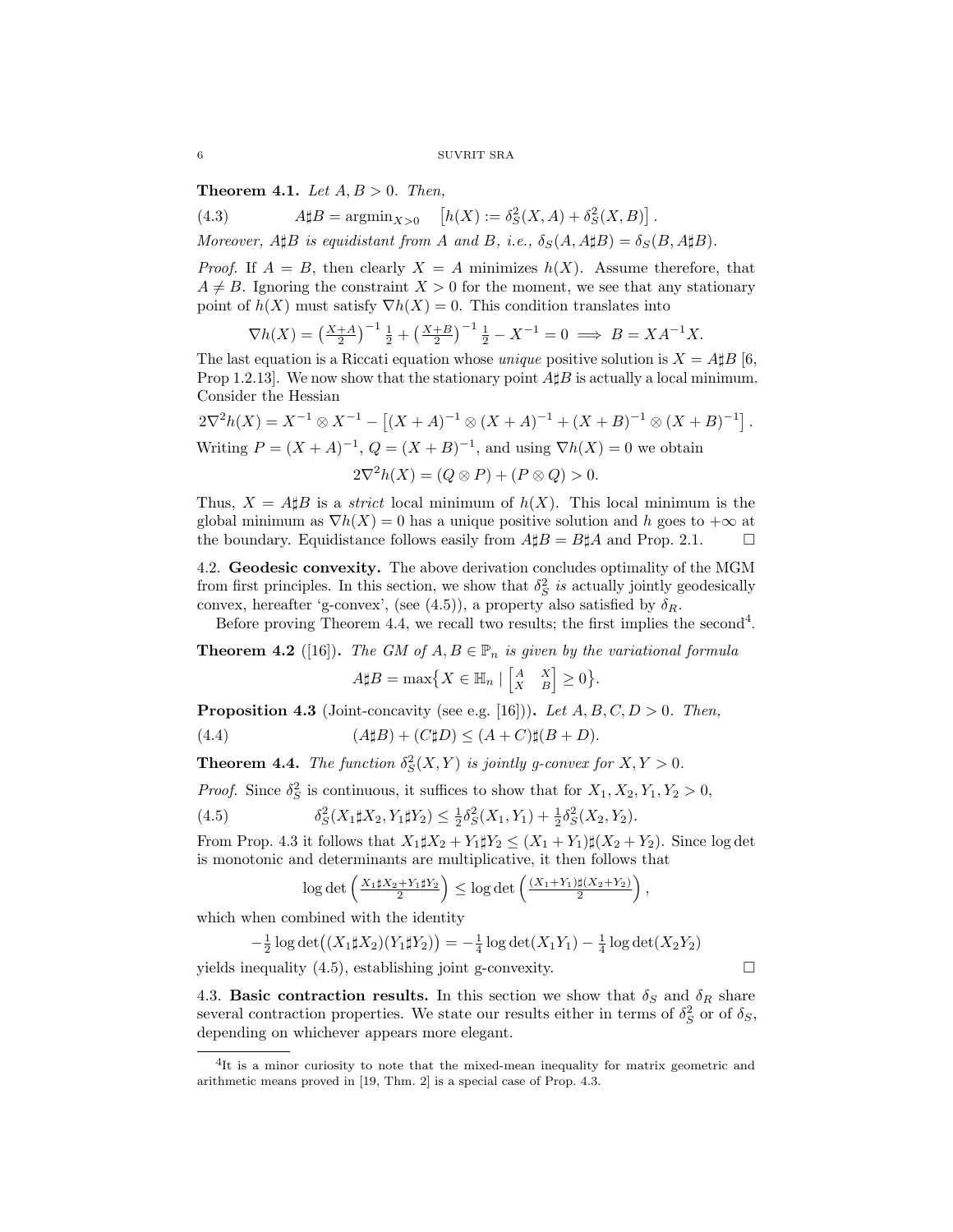**Theorem 4.1.** *Let $A, B > 0$. Then,*

$$A\sharp B = \operatorname{argmin}_{X>0} \quad \left[h(X) := \delta_S^2(X, A) + \delta_S^2(X, B)\right]. \tag{4.3}$$

*Moreover, $A\sharp B$ is equidistant from $A$ and $B$, i.e., $\delta_S(A, A\sharp B) = \delta_S(B, A\sharp B)$.*

*Proof.* If $A = B$, then clearly $X = A$ minimizes $h(X)$. Assume therefore, that $A \neq B$. Ignoring the constraint $X > 0$ for the moment, we see that any stationary point of $h(X)$ must satisfy $\nabla h(X) = 0$. This condition translates into

$$\nabla h(X) = \left(\tfrac{X+A}{2}\right)^{-1}\tfrac{1}{2} + \left(\tfrac{X+B}{2}\right)^{-1}\tfrac{1}{2} - X^{-1} = 0 \implies B = XA^{-1}X.$$

The last equation is a Riccati equation whose *unique* positive solution is $X = A\sharp B$ [6, Prop 1.2.13]. We now show that the stationary point $A\sharp B$ is actually a local minimum. Consider the Hessian

$$2\nabla^2 h(X) = X^{-1} \otimes X^{-1} - \left[(X+A)^{-1} \otimes (X+A)^{-1} + (X+B)^{-1} \otimes (X+B)^{-1}\right].$$

Writing $P = (X+A)^{-1}$, $Q = (X+B)^{-1}$, and using $\nabla h(X) = 0$ we obtain

$$2\nabla^2 h(X) = (Q \otimes P) + (P \otimes Q) > 0.$$

Thus, $X = A\sharp B$ is a *strict* local minimum of $h(X)$. This local minimum is the global minimum as $\nabla h(X) = 0$ has a unique positive solution and $h$ goes to $+\infty$ at the boundary. Equidistance follows easily from $A\sharp B = B\sharp A$ and Prop. 2.1. $\square$

4.2. **Geodesic convexity.** The above derivation concludes optimality of the MGM from first principles. In this section, we show that $\delta_S^2$ *is* actually jointly geodesically convex, hereafter 'g-convex', (see (4.5)), a property also satisfied by $\delta_R$.

Before proving Theorem 4.4, we recall two results; the first implies the second[4].

**Theorem 4.2** ([16])**.** *The GM of $A, B \in \mathbb{P}_n$ is given by the variational formula*

$$A\sharp B = \max\left\{X \in \mathbb{H}_n \mid \begin{bmatrix} A & X \\ X & B \end{bmatrix} \geq 0\right\}.$$

**Proposition 4.3** (Joint-concavity (see e.g. [16]))**.** *Let $A, B, C, D > 0$. Then,*

$$(A\sharp B) + (C\sharp D) \leq (A + C)\sharp(B + D). \tag{4.4}$$

**Theorem 4.4.** *The function $\delta_S^2(X, Y)$ is jointly g-convex for $X, Y > 0$.*

*Proof.* Since $\delta_S^2$ is continuous, it suffices to show that for $X_1, X_2, Y_1, Y_2 > 0$,

$$\delta_S^2(X_1\sharp X_2, Y_1\sharp Y_2) \leq \tfrac{1}{2}\delta_S^2(X_1, Y_1) + \tfrac{1}{2}\delta_S^2(X_2, Y_2). \tag{4.5}$$

From Prop. 4.3 it follows that $X_1\sharp X_2 + Y_1\sharp Y_2 \leq (X_1 + Y_1)\sharp(X_2 + Y_2)$. Since $\log\det$ is monotonic and determinants are multiplicative, it then follows that

$$\log\det\left(\tfrac{X_1\sharp X_2 + Y_1\sharp Y_2}{2}\right) \leq \log\det\left(\tfrac{(X_1+Y_1)\sharp(X_2+Y_2)}{2}\right),$$

which when combined with the identity

$$-\tfrac{1}{2}\log\det\big((X_1\sharp X_2)(Y_1\sharp Y_2)\big) = -\tfrac{1}{4}\log\det(X_1Y_1) - \tfrac{1}{4}\log\det(X_2Y_2)$$

yields inequality (4.5), establishing joint g-convexity. $\square$

4.3. **Basic contraction results.** In this section we show that $\delta_S$ and $\delta_R$ share several contraction properties. We state our results either in terms of $\delta_S^2$ or of $\delta_S$, depending on whichever appears more elegant.

---

[4] It is a minor curiosity to note that the mixed-mean inequality for matrix geometric and arithmetic means proved in [19, Thm. 2] is a special case of Prop. 4.3.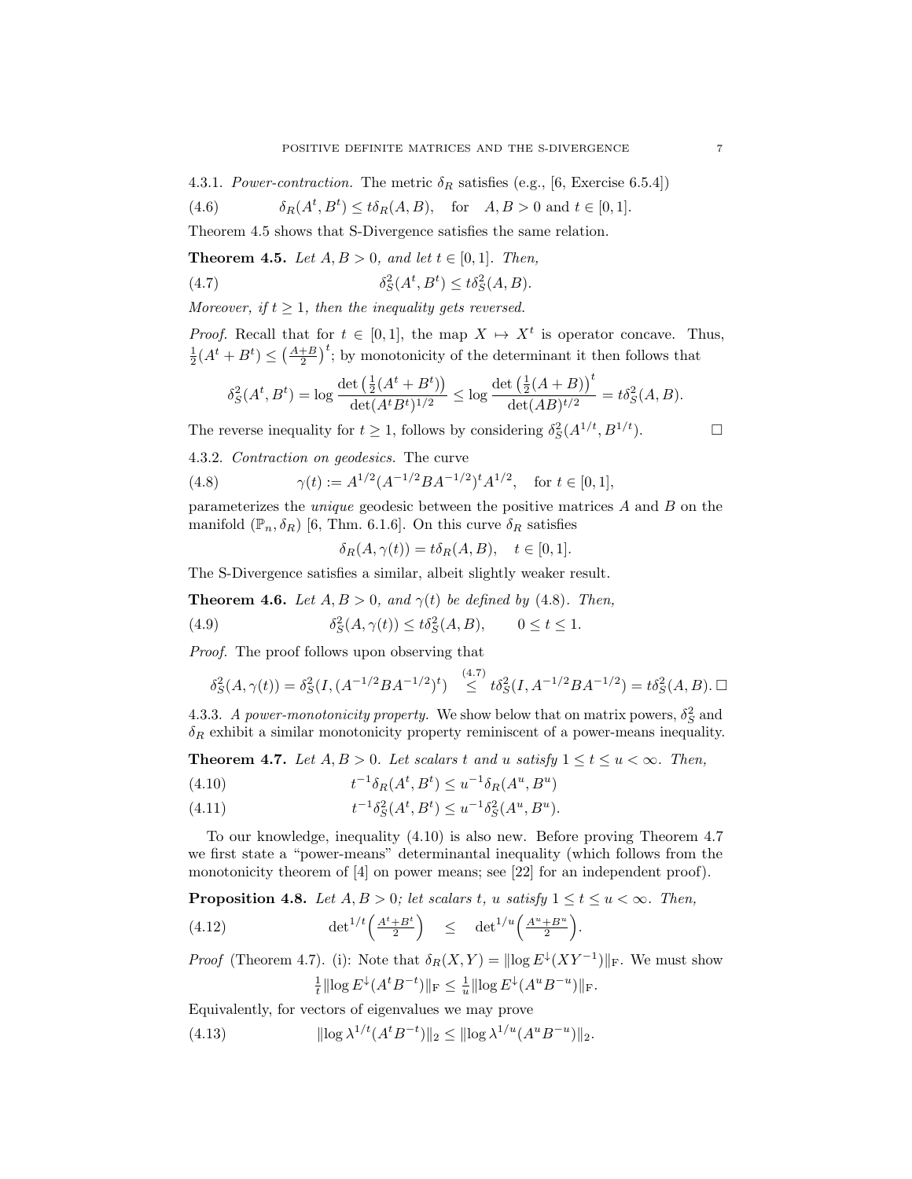4.3.1. *Power-contraction.* The metric $\delta_R$ satisfies (e.g., [6, Exercise 6.5.4])

$$\delta_R(A^t, B^t) \leq t\delta_R(A, B), \quad \text{for} \quad A, B > 0 \text{ and } t \in [0, 1]. \tag{4.6}$$

Theorem 4.5 shows that S-Divergence satisfies the same relation.

**Theorem 4.5.** *Let $A, B > 0$, and let $t \in [0, 1]$. Then,*

$$\delta_S^2(A^t, B^t) \leq t\delta_S^2(A, B). \tag{4.7}$$

*Moreover, if $t \geq 1$, then the inequality gets reversed.*

*Proof.* Recall that for $t \in [0, 1]$, the map $X \mapsto X^t$ is operator concave. Thus, $\frac{1}{2}(A^t + B^t) \leq \left(\frac{A+B}{2}\right)^t$; by monotonicity of the determinant it then follows that

$$\delta_S^2(A^t, B^t) = \log \frac{\det\left(\frac{1}{2}(A^t + B^t)\right)}{\det(A^t B^t)^{1/2}} \leq \log \frac{\det\left(\frac{1}{2}(A + B)\right)^t}{\det(AB)^{t/2}} = t\delta_S^2(A, B).$$

The reverse inequality for $t \geq 1$, follows by considering $\delta_S^2(A^{1/t}, B^{1/t})$. □

4.3.2. *Contraction on geodesics.* The curve

$$\gamma(t) := A^{1/2}(A^{-1/2}BA^{-1/2})^t A^{1/2}, \quad \text{for } t \in [0, 1], \tag{4.8}$$

parameterizes the *unique* geodesic between the positive matrices $A$ and $B$ on the manifold $(\mathbb{P}_n, \delta_R)$ [6, Thm. 6.1.6]. On this curve $\delta_R$ satisfies

$$\delta_R(A, \gamma(t)) = t\delta_R(A, B), \quad t \in [0, 1].$$

The S-Divergence satisfies a similar, albeit slightly weaker result.

**Theorem 4.6.** *Let $A, B > 0$, and $\gamma(t)$ be defined by* (4.8)*. Then,*

$$\delta_S^2(A, \gamma(t)) \leq t\delta_S^2(A, B), \qquad 0 \leq t \leq 1. \tag{4.9}$$

*Proof.* The proof follows upon observing that

$$\delta_S^2(A, \gamma(t)) = \delta_S^2(I, (A^{-1/2}BA^{-1/2})^t) \overset{(4.7)}{\leq} t\delta_S^2(I, A^{-1/2}BA^{-1/2}) = t\delta_S^2(A, B). \ \square$$

4.3.3. *A power-monotonicity property.* We show below that on matrix powers, $\delta_S^2$ and $\delta_R$ exhibit a similar monotonicity property reminiscent of a power-means inequality.

**Theorem 4.7.** *Let $A, B > 0$. Let scalars $t$ and $u$ satisfy $1 \leq t \leq u < \infty$. Then,*

$$t^{-1}\delta_R(A^t, B^t) \leq u^{-1}\delta_R(A^u, B^u) \tag{4.10}$$

$$t^{-1}\delta_S^2(A^t, B^t) \leq u^{-1}\delta_S^2(A^u, B^u). \tag{4.11}$$

To our knowledge, inequality (4.10) is also new. Before proving Theorem 4.7 we first state a "power-means" determinantal inequality (which follows from the monotonicity theorem of [4] on power means; see [22] for an independent proof).

**Proposition 4.8.** *Let $A, B > 0$; let scalars $t$, $u$ satisfy $1 \leq t \leq u < \infty$. Then,*

$$\det{}^{1/t}\left(\tfrac{A^t + B^t}{2}\right) \quad \leq \quad \det{}^{1/u}\left(\tfrac{A^u + B^u}{2}\right). \tag{4.12}$$

*Proof* (Theorem 4.7). (i): Note that $\delta_R(X, Y) = \|\log E^{\downarrow}(XY^{-1})\|_{\mathrm{F}}$. We must show

$$\tfrac{1}{t}\|\log E^{\downarrow}(A^t B^{-t})\|_{\mathrm{F}} \leq \tfrac{1}{u}\|\log E^{\downarrow}(A^u B^{-u})\|_{\mathrm{F}}.$$

Equivalently, for vectors of eigenvalues we may prove

$$\|\log \lambda^{1/t}(A^t B^{-t})\|_2 \leq \|\log \lambda^{1/u}(A^u B^{-u})\|_2. \tag{4.13}$$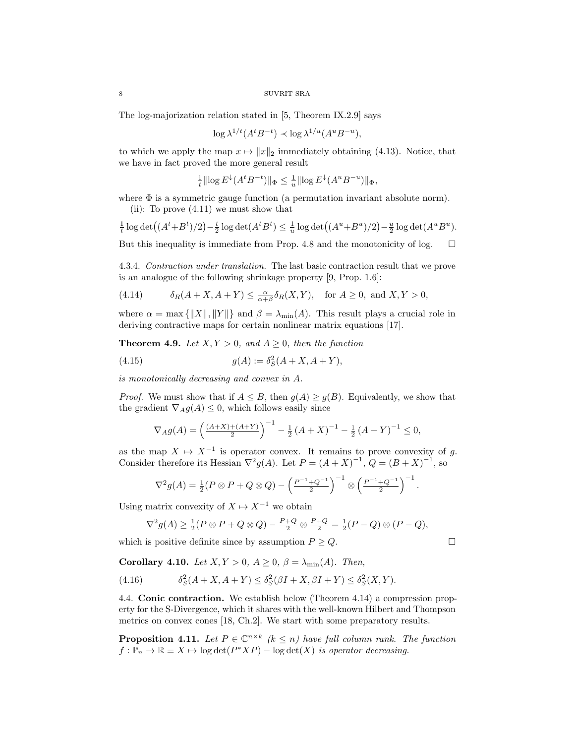The log-majorization relation stated in [5, Theorem IX.2.9] says

$$\log \lambda^{1/t}(A^t B^{-t}) \prec \log \lambda^{1/u}(A^u B^{-u}),$$

to which we apply the map $x \mapsto \|x\|_2$ immediately obtaining (4.13). Notice, that we have in fact proved the more general result

$$\tfrac{1}{t}\|\log E^{\downarrow}(A^t B^{-t})\|_{\Phi} \le \tfrac{1}{u}\|\log E^{\downarrow}(A^u B^{-u})\|_{\Phi},$$

where $\Phi$ is a symmetric gauge function (a permutation invariant absolute norm).

(ii): To prove (4.11) we must show that

$$\tfrac{1}{t}\log\det\big((A^t+B^t)/2\big) - \tfrac{t}{2}\log\det(A^tB^t) \le \tfrac{1}{u}\log\det\big((A^u+B^u)/2\big) - \tfrac{u}{2}\log\det(A^uB^u).$$

But this inequality is immediate from Prop. 4.8 and the monotonicity of log. □

4.3.4. *Contraction under translation.* The last basic contraction result that we prove is an analogue of the following shrinkage property [9, Prop. 1.6]:

$$\delta_R(A+X, A+Y) \le \tfrac{\alpha}{\alpha+\beta}\delta_R(X,Y), \quad \text{for } A \ge 0, \text{ and } X, Y > 0, \tag{4.14}$$

where $\alpha = \max\{\|X\|, \|Y\|\}$ and $\beta = \lambda_{\min}(A)$. This result plays a crucial role in deriving contractive maps for certain nonlinear matrix equations [17].

**Theorem 4.9.** *Let $X, Y > 0$, and $A \ge 0$, then the function*

$$g(A) := \delta_S^2(A+X, A+Y), \tag{4.15}$$

*is monotonically decreasing and convex in $A$.*

*Proof.* We must show that if $A \le B$, then $g(A) \ge g(B)$. Equivalently, we show that the gradient $\nabla_A g(A) \le 0$, which follows easily since

$$\nabla_A g(A) = \Big(\tfrac{(A+X)+(A+Y)}{2}\Big)^{-1} - \tfrac{1}{2}\left(A+X\right)^{-1} - \tfrac{1}{2}\left(A+Y\right)^{-1} \le 0,$$

as the map $X \mapsto X^{-1}$ is operator convex. It remains to prove convexity of $g$. Consider therefore its Hessian $\nabla^2 g(A)$. Let $P = (A+X)^{-1}$, $Q = (B+X)^{-1}$, so

$$\nabla^2 g(A) = \tfrac{1}{2}(P\otimes P + Q\otimes Q) - \Big(\tfrac{P^{-1}+Q^{-1}}{2}\Big)^{-1} \otimes \Big(\tfrac{P^{-1}+Q^{-1}}{2}\Big)^{-1}.$$

Using matrix convexity of $X \mapsto X^{-1}$ we obtain

$$\nabla^2 g(A) \ge \tfrac{1}{2}(P\otimes P + Q\otimes Q) - \tfrac{P+Q}{2}\otimes\tfrac{P+Q}{2} = \tfrac{1}{2}(P-Q)\otimes(P-Q),$$

which is positive definite since by assumption $P \ge Q$. □

**Corollary 4.10.** *Let $X, Y > 0$, $A \ge 0$, $\beta = \lambda_{\min}(A)$. Then,*

$$\delta_S^2(A+X, A+Y) \le \delta_S^2(\beta I + X, \beta I + Y) \le \delta_S^2(X, Y). \tag{4.16}$$

4.4. **Conic contraction.** We establish below (Theorem 4.14) a compression property for the S-Divergence, which it shares with the well-known Hilbert and Thompson metrics on convex cones [18, Ch.2]. We start with some preparatory results.

**Proposition 4.11.** *Let $P \in \mathbb{C}^{n\times k}$ $(k \le n)$ have full column rank. The function $f : \mathbb{P}_n \to \mathbb{R} \equiv X \mapsto \log\det(P^*XP) - \log\det(X)$ is operator decreasing.*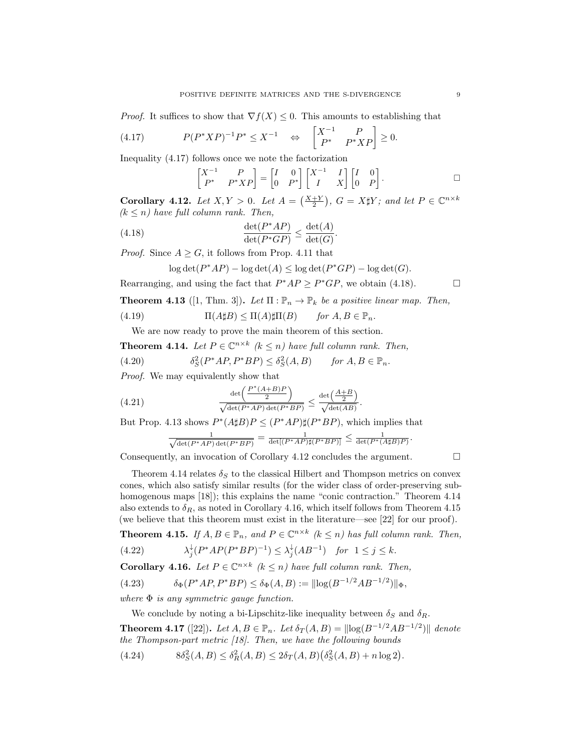*Proof.* It suffices to show that $\nabla f(X) \leq 0$. This amounts to establishing that

$$P(P^*XP)^{-1}P^* \leq X^{-1} \quad \Leftrightarrow \quad \begin{bmatrix} X^{-1} & P \\ P^* & P^*XP \end{bmatrix} \geq 0. \tag{4.17}$$

Inequality (4.17) follows once we note the factorization

$$\begin{bmatrix} X^{-1} & P \\ P^* & P^*XP \end{bmatrix} = \begin{bmatrix} I & 0 \\ 0 & P^* \end{bmatrix} \begin{bmatrix} X^{-1} & I \\ I & X \end{bmatrix} \begin{bmatrix} I & 0 \\ 0 & P \end{bmatrix}. \qquad \square$$

**Corollary 4.12.** *Let $X, Y > 0$. Let $A = \left(\frac{X+Y}{2}\right)$, $G = X\sharp Y$; and let $P \in \mathbb{C}^{n\times k}$ $(k \leq n)$ have full column rank. Then,*

$$\frac{\det(P^*AP)}{\det(P^*GP)} \leq \frac{\det(A)}{\det(G)}. \tag{4.18}$$

*Proof.* Since $A \geq G$, it follows from Prop. 4.11 that

$$\log\det(P^*AP) - \log\det(A) \leq \log\det(P^*GP) - \log\det(G).$$

Rearranging, and using the fact that $P^*AP \geq P^*GP$, we obtain (4.18). $\square$

**Theorem 4.13** ([1, Thm. 3])**.** *Let $\Pi : \mathbb{P}_n \to \mathbb{P}_k$ be a positive linear map. Then,*

$$\Pi(A\sharp B) \leq \Pi(A)\sharp\Pi(B) \qquad \text{for } A, B \in \mathbb{P}_n. \tag{4.19}$$

We are now ready to prove the main theorem of this section.

**Theorem 4.14.** *Let $P \in \mathbb{C}^{n\times k}$ $(k \leq n)$ have full column rank. Then,*

$$\delta_S^2(P^*AP, P^*BP) \leq \delta_S^2(A, B) \qquad \text{for } A, B \in \mathbb{P}_n. \tag{4.20}$$

*Proof.* We may equivalently show that

$$\frac{\det\left(\frac{P^*(A+B)P}{2}\right)}{\sqrt{\det(P^*AP)\det(P^*BP)}} \leq \frac{\det\left(\frac{A+B}{2}\right)}{\sqrt{\det(AB)}}. \tag{4.21}$$

But Prop. 4.13 shows $P^*(A\sharp B)P \leq (P^*AP)\sharp(P^*BP)$, which implies that

$$\frac{1}{\sqrt{\det(P^*AP)\det(P^*BP)}} = \frac{1}{\det[(P^*AP)\sharp(P^*BP)]} \leq \frac{1}{\det(P^*(A\sharp B)P)}.$$

Consequently, an invocation of Corollary 4.12 concludes the argument. $\square$

Theorem 4.14 relates $\delta_S$ to the classical Hilbert and Thompson metrics on convex cones, which also satisfy similar results (for the wider class of order-preserving subhomogenous maps [18]); this explains the name "conic contraction." Theorem 4.14 also extends to $\delta_R$, as noted in Corollary 4.16, which itself follows from Theorem 4.15 (we believe that this theorem must exist in the literature—see [22] for our proof).

**Theorem 4.15.** *If $A, B \in \mathbb{P}_n$, and $P \in \mathbb{C}^{n\times k}$ $(k \leq n)$ has full column rank. Then,*

$$\lambda_j^{\downarrow}(P^*AP(P^*BP)^{-1}) \leq \lambda_j^{\downarrow}(AB^{-1}) \quad \text{for } 1 \leq j \leq k. \tag{4.22}$$

**Corollary 4.16.** *Let $P \in \mathbb{C}^{n\times k}$ $(k \leq n)$ have full column rank. Then,*

$$\delta_\Phi(P^*AP, P^*BP) \leq \delta_\Phi(A, B) := \|\log(B^{-1/2}AB^{-1/2})\|_\Phi, \tag{4.23}$$

*where $\Phi$ is any symmetric gauge function.*

We conclude by noting a bi-Lipschitz-like inequality between $\delta_S$ and $\delta_R$.

**Theorem 4.17** ([22])**.** *Let $A, B \in \mathbb{P}_n$. Let $\delta_T(A, B) = \|\log(B^{-1/2}AB^{-1/2})\|$ denote the Thompson-part metric [18]. Then, we have the following bounds*

$$8\delta_S^2(A, B) \leq \delta_R^2(A, B) \leq 2\delta_T(A, B)\big(\delta_S^2(A, B) + n\log 2\big). \tag{4.24}$$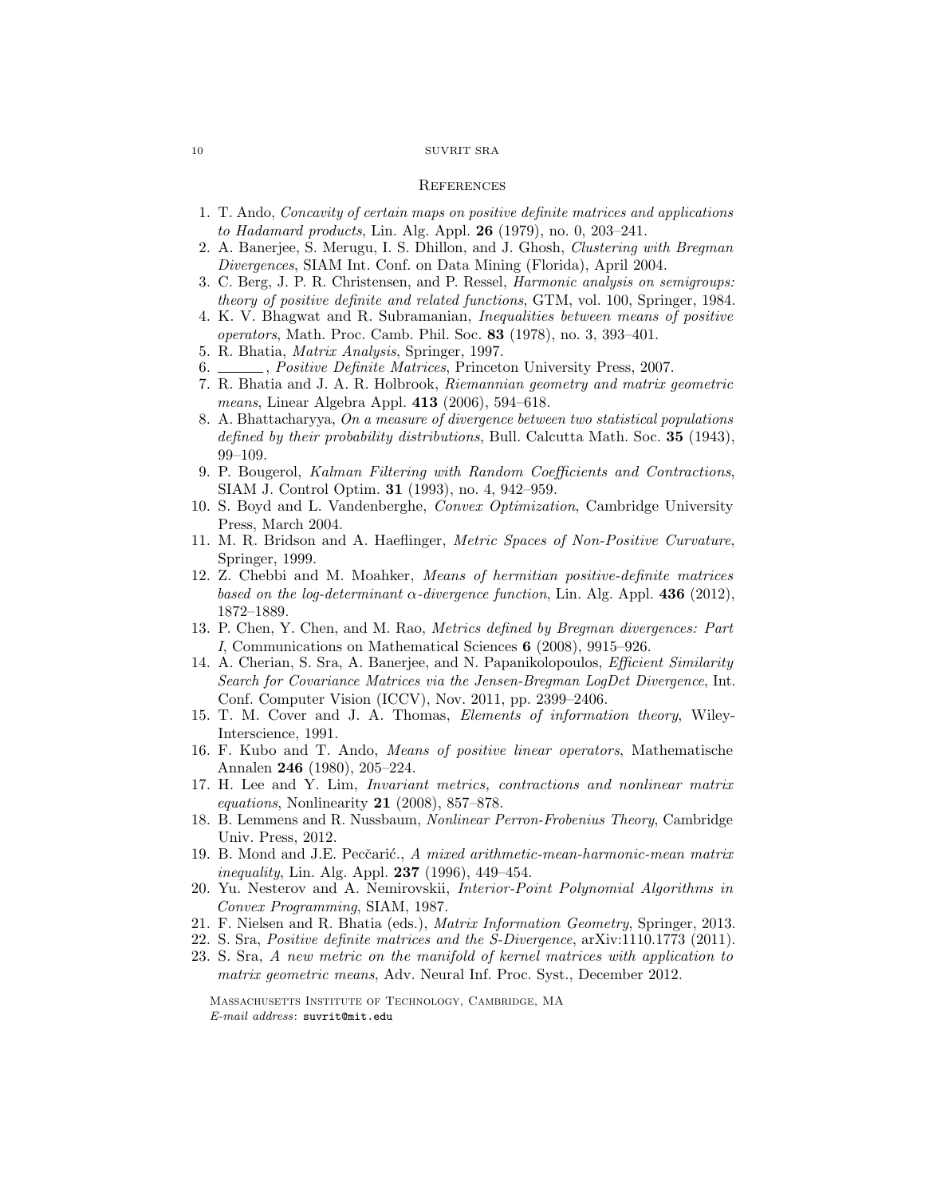## References

1. T. Ando, *Concavity of certain maps on positive definite matrices and applications to Hadamard products*, Lin. Alg. Appl. **26** (1979), no. 0, 203–241.
2. A. Banerjee, S. Merugu, I. S. Dhillon, and J. Ghosh, *Clustering with Bregman Divergences*, SIAM Int. Conf. on Data Mining (Florida), April 2004.
3. C. Berg, J. P. R. Christensen, and P. Ressel, *Harmonic analysis on semigroups: theory of positive definite and related functions*, GTM, vol. 100, Springer, 1984.
4. K. V. Bhagwat and R. Subramanian, *Inequalities between means of positive operators*, Math. Proc. Camb. Phil. Soc. **83** (1978), no. 3, 393–401.
5. R. Bhatia, *Matrix Analysis*, Springer, 1997.
6. ______, *Positive Definite Matrices*, Princeton University Press, 2007.
7. R. Bhatia and J. A. R. Holbrook, *Riemannian geometry and matrix geometric means*, Linear Algebra Appl. **413** (2006), 594–618.
8. A. Bhattacharyya, *On a measure of divergence between two statistical populations defined by their probability distributions*, Bull. Calcutta Math. Soc. **35** (1943), 99–109.
9. P. Bougerol, *Kalman Filtering with Random Coefficients and Contractions*, SIAM J. Control Optim. **31** (1993), no. 4, 942–959.
10. S. Boyd and L. Vandenberghe, *Convex Optimization*, Cambridge University Press, March 2004.
11. M. R. Bridson and A. Haeflinger, *Metric Spaces of Non-Positive Curvature*, Springer, 1999.
12. Z. Chebbi and M. Moahker, *Means of hermitian positive-definite matrices based on the log-determinant $\alpha$-divergence function*, Lin. Alg. Appl. **436** (2012), 1872–1889.
13. P. Chen, Y. Chen, and M. Rao, *Metrics defined by Bregman divergences: Part I*, Communications on Mathematical Sciences **6** (2008), 9915–926.
14. A. Cherian, S. Sra, A. Banerjee, and N. Papanikolopoulos, *Efficient Similarity Search for Covariance Matrices via the Jensen-Bregman LogDet Divergence*, Int. Conf. Computer Vision (ICCV), Nov. 2011, pp. 2399–2406.
15. T. M. Cover and J. A. Thomas, *Elements of information theory*, Wiley-Interscience, 1991.
16. F. Kubo and T. Ando, *Means of positive linear operators*, Mathematische Annalen **246** (1980), 205–224.
17. H. Lee and Y. Lim, *Invariant metrics, contractions and nonlinear matrix equations*, Nonlinearity **21** (2008), 857–878.
18. B. Lemmens and R. Nussbaum, *Nonlinear Perron-Frobenius Theory*, Cambridge Univ. Press, 2012.
19. B. Mond and J.E. Pečarić., *A mixed arithmetic-mean-harmonic-mean matrix inequality*, Lin. Alg. Appl. **237** (1996), 449–454.
20. Yu. Nesterov and A. Nemirovskii, *Interior-Point Polynomial Algorithms in Convex Programming*, SIAM, 1987.
21. F. Nielsen and R. Bhatia (eds.), *Matrix Information Geometry*, Springer, 2013.
22. S. Sra, *Positive definite matrices and the S-Divergence*, arXiv:1110.1773 (2011).
23. S. Sra, *A new metric on the manifold of kernel matrices with application to matrix geometric means*, Adv. Neural Inf. Proc. Syst., December 2012.

Massachusetts Institute of Technology, Cambridge, MA
*E-mail address*: suvrit@mit.edu